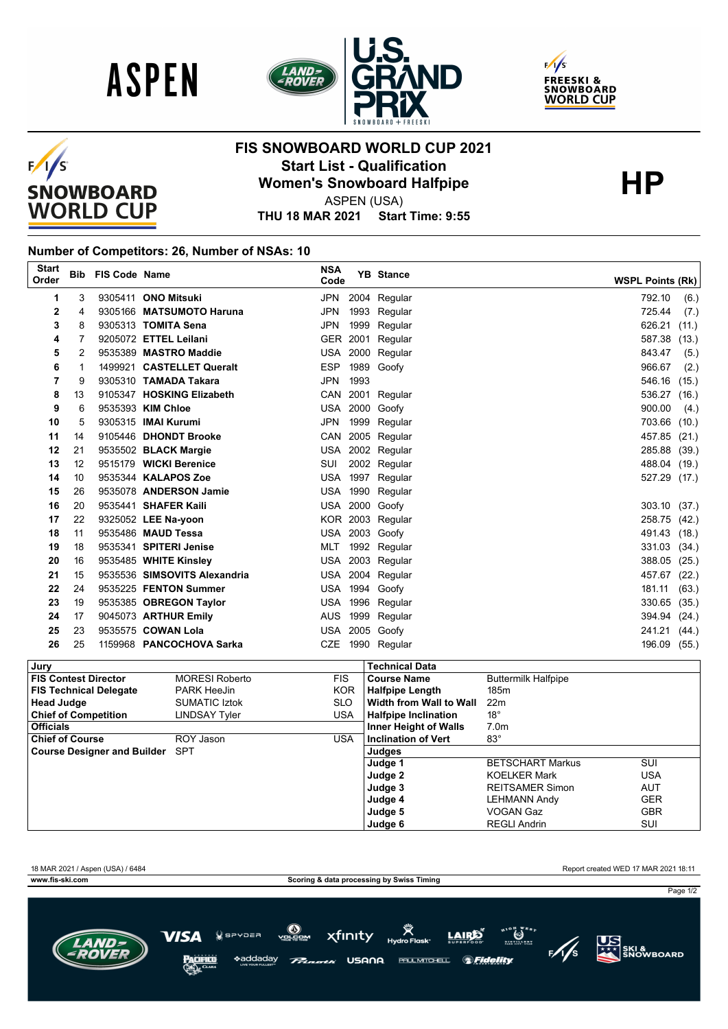# FIS SNOWBOARD WORLD CUP 2021

## Start List - Qualification

## Women's Snowboard Halfpipe

**HP**

ASPEN (USA)

**THU 18 MAR 2021 Start Time: 9:55**

### Number of Competitors: 26, Number of NSAs: 10

| Start Order | Bib | FIS Code | Name | NSA Code | YB | Stance | WSPL Points | (Rk) |
|---|---|---|---|---|---|---|---|---|
| 1 | 3 | 9305411 | **ONO Mitsuki** | JPN | 2004 | Regular | 792.10 | (6.) |
| 2 | 4 | 9305166 | **MATSUMOTO Haruna** | JPN | 1993 | Regular | 725.44 | (7.) |
| 3 | 8 | 9305313 | **TOMITA Sena** | JPN | 1999 | Regular | 626.21 | (11.) |
| 4 | 7 | 9205072 | **ETTEL Leilani** | GER | 2001 | Regular | 587.38 | (13.) |
| 5 | 2 | 9535389 | **MASTRO Maddie** | USA | 2000 | Regular | 843.47 | (5.) |
| 6 | 1 | 1499921 | **CASTELLET Queralt** | ESP | 1989 | Goofy | 966.67 | (2.) |
| 7 | 9 | 9305310 | **TAMADA Takara** | JPN | 1993 | | 546.16 | (15.) |
| 8 | 13 | 9105347 | **HOSKING Elizabeth** | CAN | 2001 | Regular | 536.27 | (16.) |
| 9 | 6 | 9535393 | **KIM Chloe** | USA | 2000 | Goofy | 900.00 | (4.) |
| 10 | 5 | 9305315 | **IMAI Kurumi** | JPN | 1999 | Regular | 703.66 | (10.) |
| 11 | 14 | 9105446 | **DHONDT Brooke** | CAN | 2005 | Regular | 457.85 | (21.) |
| 12 | 21 | 9535502 | **BLACK Margie** | USA | 2002 | Regular | 285.88 | (39.) |
| 13 | 12 | 9515179 | **WICKI Berenice** | SUI | 2002 | Regular | 488.04 | (19.) |
| 14 | 10 | 9535344 | **KALAPOS Zoe** | USA | 1997 | Regular | 527.29 | (17.) |
| 15 | 26 | 9535078 | **ANDERSON Jamie** | USA | 1990 | Regular | | |
| 16 | 20 | 9535441 | **SHAFER Kaili** | USA | 2000 | Goofy | 303.10 | (37.) |
| 17 | 22 | 9325052 | **LEE Na-yoon** | KOR | 2003 | Regular | 258.75 | (42.) |
| 18 | 11 | 9535486 | **MAUD Tessa** | USA | 2003 | Goofy | 491.43 | (18.) |
| 19 | 18 | 9535341 | **SPITERI Jenise** | MLT | 1992 | Regular | 331.03 | (34.) |
| 20 | 16 | 9535485 | **WHITE Kinsley** | USA | 2003 | Goofy | 388.05 | (25.) |
| 21 | 15 | 9535536 | **SIMSOVITS Alexandria** | USA | 2004 | Regular | 457.67 | (22.) |
| 22 | 24 | 9535225 | **FENTON Summer** | USA | 1994 | Goofy | 181.11 | (63.) |
| 23 | 19 | 9535385 | **OBREGON Taylor** | USA | 1996 | Regular | 330.65 | (35.) |
| 24 | 17 | 9045073 | **ARTHUR Emily** | AUS | 1999 | Regular | 394.94 | (24.) |
| 25 | 23 | 9535575 | **COWAN Lola** | USA | 2005 | Goofy | 241.21 | (44.) |
| 26 | 25 | 1159968 | **PANCOCHOVA Sarka** | CZE | 1990 | Regular | 196.09 | (55.) |

| Jury | | |
|---|---|---|
| **FIS Contest Director** | MORESI Roberto | FIS |
| **FIS Technical Delegate** | PARK HeeJin | KOR |
| **Head Judge** | SUMATIC Iztok | SLO |
| **Chief of Competition** | LINDSAY Tyler | USA |
| **Officials** | | |
| **Chief of Course** | ROY Jason | USA |
| **Course Designer and Builder** | SPT | |

| Technical Data | | |
|---|---|---|
| **Course Name** | Buttermilk Halfpipe | |
| **Halfpipe Length** | 185m | |
| **Width from Wall to Wall** | 22m | |
| **Halfpipe Inclination** | 18° | |
| **Inner Height of Walls** | 7.0m | |
| **Inclination of Vert** | 83° | |
| **Judges** | | |
| **Judge 1** | BETSCHART Markus | SUI |
| **Judge 2** | KOELKER Mark | USA |
| **Judge 3** | REITSAMER Simon | AUT |
| **Judge 4** | LEHMANN Andy | GER |
| **Judge 5** | VOGAN Gaz | GBR |
| **Judge 6** | REGLI Andrin | SUI |

18 MAR 2021 / Aspen (USA) / 6484

Report created WED 17 MAR 2021 18:11

www.fis-ski.com

Scoring & data processing by Swiss Timing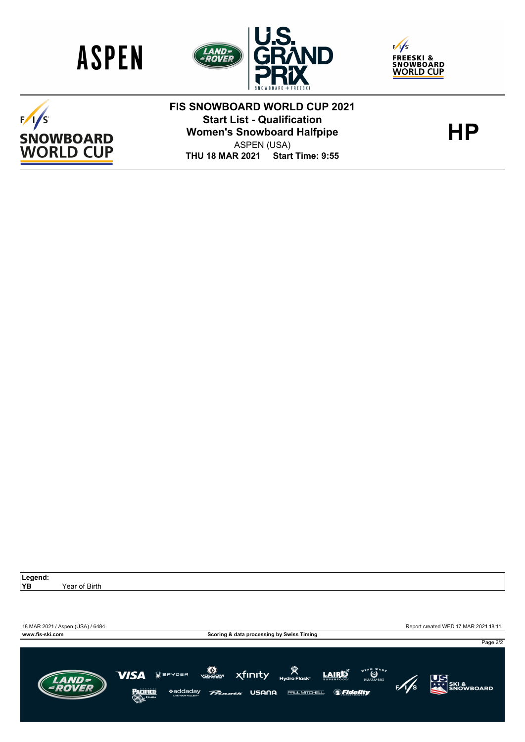# FIS SNOWBOARD WORLD CUP 2021

## Start List - Qualification

## Women's Snowboard Halfpipe

ASPEN (USA)

**THU 18 MAR 2021 Start Time: 9:55**

**HP**

**Legend:**

**YB** Year of Birth

18 MAR 2021 / Aspen (USA) / 6484

Report created WED 17 MAR 2021 18:11

**www.fis-ski.com**

**Scoring & data processing by Swiss Timing**